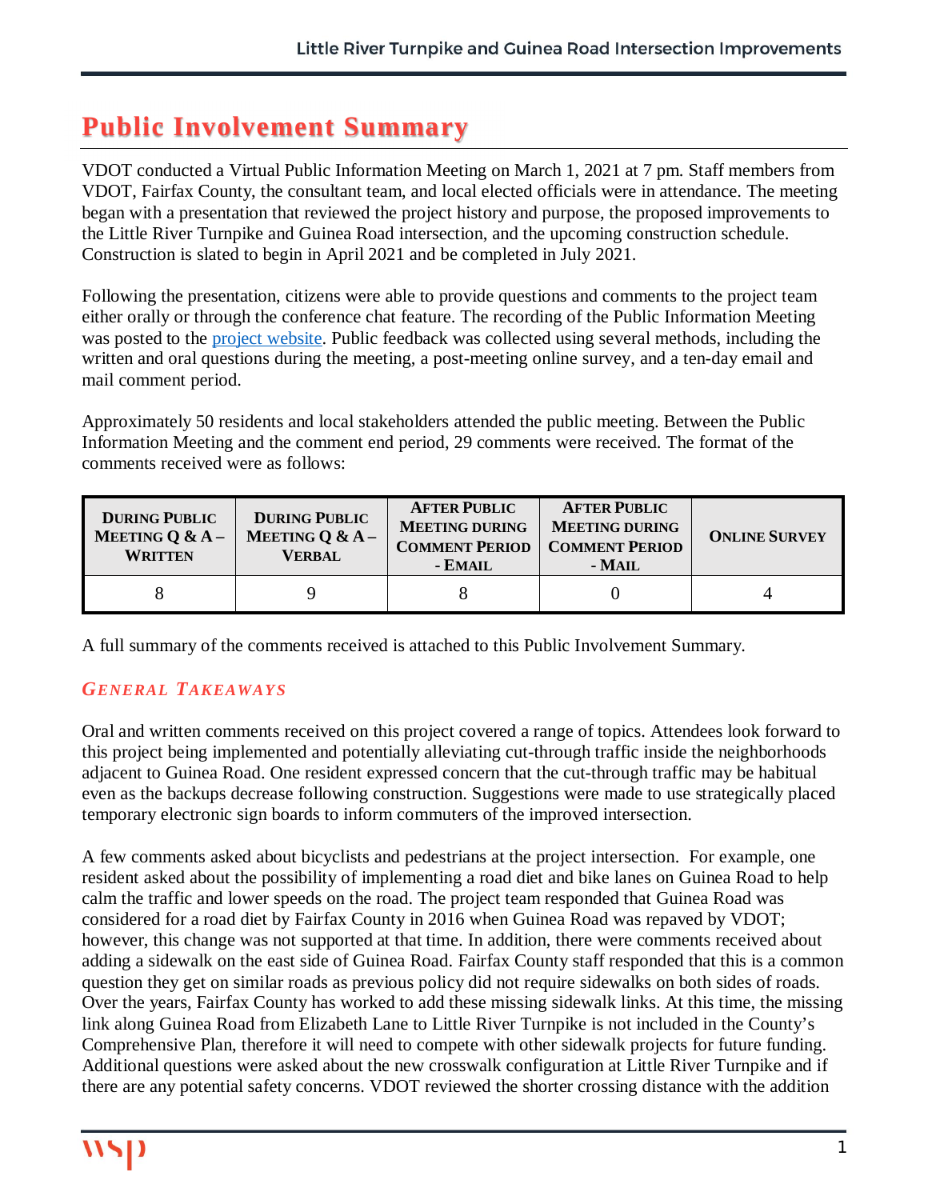# Public Involvement Summary

VDOT conducted a Virtual Public Information Meeting on March 1, 2021 at 7 pm. Staff members from VDOT, Fairfax County, the consultant team, and local elected officials were in attendance. The meeting began with a presentation that reviewed the project history and purpose, the proposed improvements to the Little River Turnpike and Guinea Road intersection, and the upcoming construction schedule. Construction is slated to begin in April 2021 and be completed in July 2021.

Following the presentation, citizens were able to provide questions and comments to the project team either orally or through the conference chat feature. The recording of the Public Information Meeting was posted to the [project website](). Public feedback was collected using several methods, including the written and oral questions during the meeting, a post-meeting online survey, and a ten-day email and mail comment period.

Approximately 50 residents and local stakeholders attended the public meeting. Between the Public Information Meeting and the comment end period, 29 comments were received. The format of the comments received were as follows:

| During Public Meeting Q & A – Written | During Public Meeting Q & A – Verbal | After Public Meeting during Comment Period - Email | After Public Meeting during Comment Period - Mail | Online Survey |
|---|---|---|---|---|
| 8 | 9 | 8 | 0 | 4 |

A full summary of the comments received is attached to this Public Involvement Summary.

## *General Takeaways*

Oral and written comments received on this project covered a range of topics. Attendees look forward to this project being implemented and potentially alleviating cut-through traffic inside the neighborhoods adjacent to Guinea Road. One resident expressed concern that the cut-through traffic may be habitual even as the backups decrease following construction. Suggestions were made to use strategically placed temporary electronic sign boards to inform commuters of the improved intersection.

A few comments asked about bicyclists and pedestrians at the project intersection. For example, one resident asked about the possibility of implementing a road diet and bike lanes on Guinea Road to help calm the traffic and lower speeds on the road. The project team responded that Guinea Road was considered for a road diet by Fairfax County in 2016 when Guinea Road was repaved by VDOT; however, this change was not supported at that time. In addition, there were comments received about adding a sidewalk on the east side of Guinea Road. Fairfax County staff responded that this is a common question they get on similar roads as previous policy did not require sidewalks on both sides of roads. Over the years, Fairfax County has worked to add these missing sidewalk links. At this time, the missing link along Guinea Road from Elizabeth Lane to Little River Turnpike is not included in the County's Comprehensive Plan, therefore it will need to compete with other sidewalk projects for future funding. Additional questions were asked about the new crosswalk configuration at Little River Turnpike and if there are any potential safety concerns. VDOT reviewed the shorter crossing distance with the addition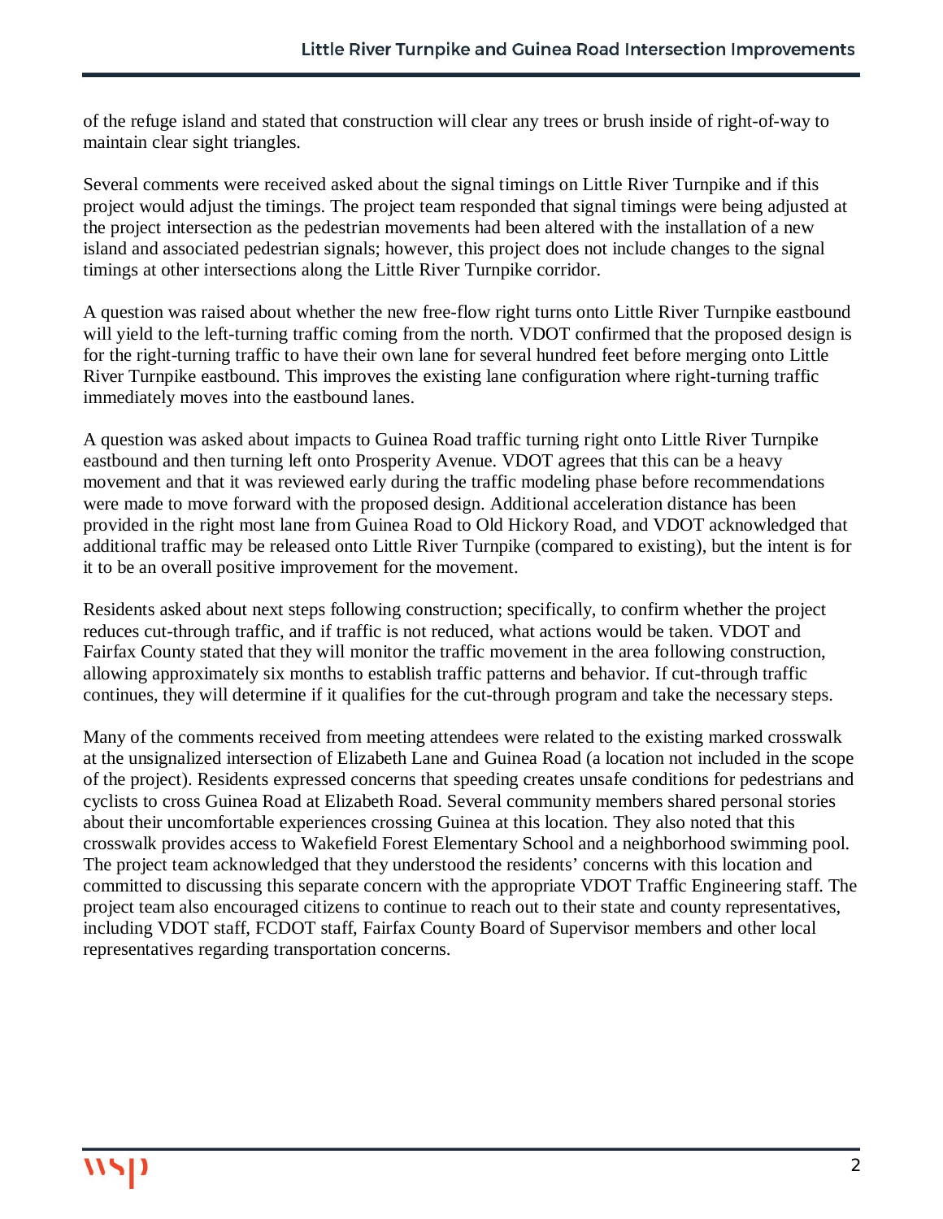of the refuge island and stated that construction will clear any trees or brush inside of right-of-way to maintain clear sight triangles.

Several comments were received asked about the signal timings on Little River Turnpike and if this project would adjust the timings. The project team responded that signal timings were being adjusted at the project intersection as the pedestrian movements had been altered with the installation of a new island and associated pedestrian signals; however, this project does not include changes to the signal timings at other intersections along the Little River Turnpike corridor.

A question was raised about whether the new free-flow right turns onto Little River Turnpike eastbound will yield to the left-turning traffic coming from the north. VDOT confirmed that the proposed design is for the right-turning traffic to have their own lane for several hundred feet before merging onto Little River Turnpike eastbound. This improves the existing lane configuration where right-turning traffic immediately moves into the eastbound lanes.

A question was asked about impacts to Guinea Road traffic turning right onto Little River Turnpike eastbound and then turning left onto Prosperity Avenue. VDOT agrees that this can be a heavy movement and that it was reviewed early during the traffic modeling phase before recommendations were made to move forward with the proposed design. Additional acceleration distance has been provided in the right most lane from Guinea Road to Old Hickory Road, and VDOT acknowledged that additional traffic may be released onto Little River Turnpike (compared to existing), but the intent is for it to be an overall positive improvement for the movement.

Residents asked about next steps following construction; specifically, to confirm whether the project reduces cut-through traffic, and if traffic is not reduced, what actions would be taken. VDOT and Fairfax County stated that they will monitor the traffic movement in the area following construction, allowing approximately six months to establish traffic patterns and behavior. If cut-through traffic continues, they will determine if it qualifies for the cut-through program and take the necessary steps.

Many of the comments received from meeting attendees were related to the existing marked crosswalk at the unsignalized intersection of Elizabeth Lane and Guinea Road (a location not included in the scope of the project). Residents expressed concerns that speeding creates unsafe conditions for pedestrians and cyclists to cross Guinea Road at Elizabeth Road. Several community members shared personal stories about their uncomfortable experiences crossing Guinea at this location. They also noted that this crosswalk provides access to Wakefield Forest Elementary School and a neighborhood swimming pool. The project team acknowledged that they understood the residents' concerns with this location and committed to discussing this separate concern with the appropriate VDOT Traffic Engineering staff. The project team also encouraged citizens to continue to reach out to their state and county representatives, including VDOT staff, FCDOT staff, Fairfax County Board of Supervisor members and other local representatives regarding transportation concerns.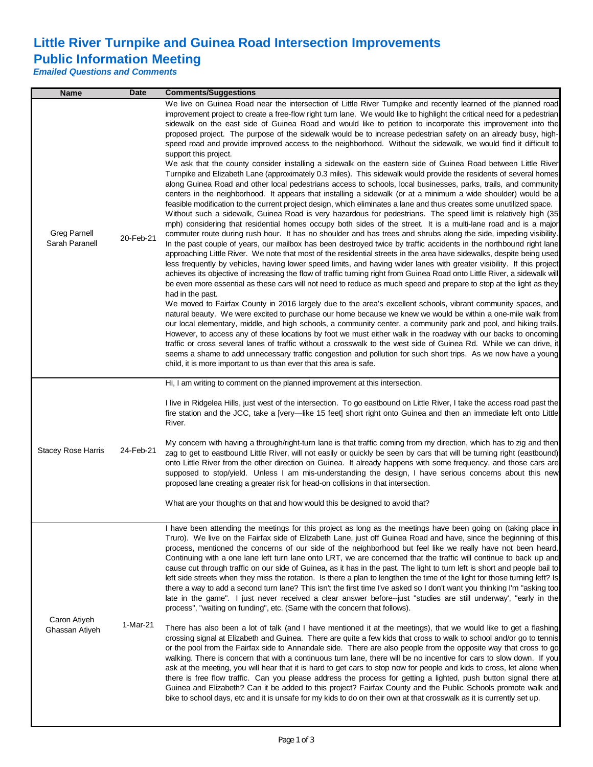# Little River Turnpike and Guinea Road Intersection Improvements
# Public Information Meeting
***Emailed Questions and Comments***

| Name | Date | Comments/Suggestions |
|---|---|---|
| Greg Parnell<br>Sarah Paranell | 20-Feb-21 | We live on Guinea Road near the intersection of Little River Turnpike and recently learned of the planned road improvement project to create a free-flow right turn lane. We would like to highlight the critical need for a pedestrian sidewalk on the east side of Guinea Road and would like to petition to incorporate this improvement into the proposed project. The purpose of the sidewalk would be to increase pedestrian safety on an already busy, high-speed road and provide improved access to the neighborhood. Without the sidewalk, we would find it difficult to support this project.<br>We ask that the county consider installing a sidewalk on the eastern side of Guinea Road between Little River Turnpike and Elizabeth Lane (approximately 0.3 miles). This sidewalk would provide the residents of several homes along Guinea Road and other local pedestrians access to schools, local businesses, parks, trails, and community centers in the neighborhood. It appears that installing a sidewalk (or at a minimum a wide shoulder) would be a feasible modification to the current project design, which eliminates a lane and thus creates some unutilized space.<br>Without such a sidewalk, Guinea Road is very hazardous for pedestrians. The speed limit is relatively high (35 mph) considering that residential homes occupy both sides of the street. It is a multi-lane road and is a major commuter route during rush hour. It has no shoulder and has trees and shrubs along the side, impeding visibility. In the past couple of years, our mailbox has been destroyed twice by traffic accidents in the northbound right lane approaching Little River. We note that most of the residential streets in the area have sidewalks, despite being used less frequently by vehicles, having lower speed limits, and having wider lanes with greater visibility. If this project achieves its objective of increasing the flow of traffic turning right from Guinea Road onto Little River, a sidewalk will be even more essential as these cars will not need to reduce as much speed and prepare to stop at the light as they had in the past.<br>We moved to Fairfax County in 2016 largely due to the area's excellent schools, vibrant community spaces, and natural beauty. We were excited to purchase our home because we knew we would be within a one-mile walk from our local elementary, middle, and high schools, a community center, a community park and pool, and hiking trails. However, to access any of these locations by foot we must either walk in the roadway with our backs to oncoming traffic or cross several lanes of traffic without a crosswalk to the west side of Guinea Rd. While we can drive, it seems a shame to add unnecessary traffic congestion and pollution for such short trips. As we now have a young child, it is more important to us than ever that this area is safe. |
| Stacey Rose Harris | 24-Feb-21 | Hi, I am writing to comment on the planned improvement at this intersection.<br><br>I live in Ridgelea Hills, just west of the intersection. To go eastbound on Little River, I take the access road past the fire station and the JCC, take a [very—like 15 feet] short right onto Guinea and then an immediate left onto Little River.<br><br>My concern with having a through/right-turn lane is that traffic coming from my direction, which has to zig and then zag to get to eastbound Little River, will not easily or quickly be seen by cars that will be turning right (eastbound) onto Little River from the other direction on Guinea. It already happens with some frequency, and those cars are supposed to stop/yield. Unless I am mis-understanding the design, I have serious concerns about this new proposed lane creating a greater risk for head-on collisions in that intersection.<br><br>What are your thoughts on that and how would this be designed to avoid that? |
| Caron Atiyeh<br>Ghassan Atiyeh | 1-Mar-21 | I have been attending the meetings for this project as long as the meetings have been going on (taking place in Truro). We live on the Fairfax side of Elizabeth Lane, just off Guinea Road and have, since the beginning of this process, mentioned the concerns of our side of the neighborhood but feel like we really have not been heard. Continuing with a one lane left turn lane onto LRT, we are concerned that the traffic will continue to back up and cause cut through traffic on our side of Guinea, as it has in the past. The light to turn left is short and people bail to left side streets when they miss the rotation. Is there a plan to lengthen the time of the light for those turning left? Is there a way to add a second turn lane? This isn't the first time I've asked so I don't want you thinking I'm "asking too late in the game". I just never received a clear answer before--just "studies are still underway', "early in the process", "waiting on funding", etc. (Same with the concern that follows).<br><br>There has also been a lot of talk (and I have mentioned it at the meetings), that we would like to get a flashing crossing signal at Elizabeth and Guinea. There are quite a few kids that cross to walk to school and/or go to tennis or the pool from the Fairfax side to Annandale side. There are also people from the opposite way that cross to go walking. There is concern that with a continuous turn lane, there will be no incentive for cars to slow down. If you ask at the meeting, you will hear that it is hard to get cars to stop now for people and kids to cross, let alone when there is free flow traffic. Can you please address the process for getting a lighted, push button signal there at Guinea and Elizabeth? Can it be added to this project? Fairfax County and the Public Schools promote walk and bike to school days, etc and it is unsafe for my kids to do on their own at that crosswalk as it is currently set up. |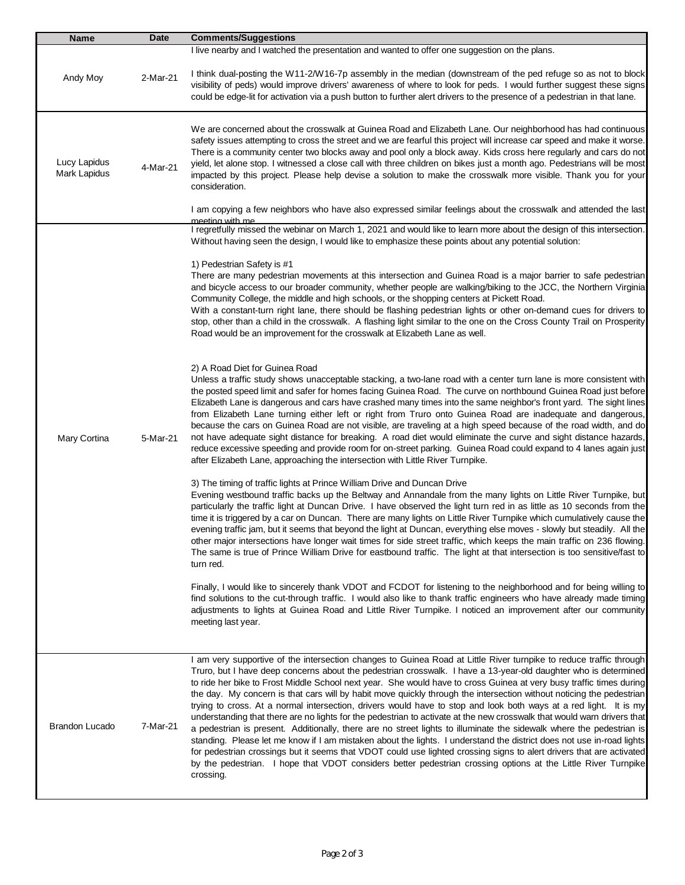| Name | Date | Comments/Suggestions |
|---|---|---|
| Andy Moy | 2-Mar-21 | I live nearby and I watched the presentation and wanted to offer one suggestion on the plans.<br><br>I think dual-posting the W11-2/W16-7p assembly in the median (downstream of the ped refuge so as not to block visibility of peds) would improve drivers' awareness of where to look for peds. I would further suggest these signs could be edge-lit for activation via a push button to further alert drivers to the presence of a pedestrian in that lane. |
| Lucy Lapidus<br>Mark Lapidus | 4-Mar-21 | We are concerned about the crosswalk at Guinea Road and Elizabeth Lane. Our neighborhood has had continuous safety issues attempting to cross the street and we are fearful this project will increase car speed and make it worse. There is a community center two blocks away and pool only a block away. Kids cross here regularly and cars do not yield, let alone stop. I witnessed a close call with three children on bikes just a month ago. Pedestrians will be most impacted by this project. Please help devise a solution to make the crosswalk more visible. Thank you for your consideration.<br><br>I am copying a few neighbors who have also expressed similar feelings about the crosswalk and attended the last meeting with me. |
| Mary Cortina | 5-Mar-21 | I regretfully missed the webinar on March 1, 2021 and would like to learn more about the design of this intersection. Without having seen the design, I would like to emphasize these points about any potential solution:<br><br>1) Pedestrian Safety is #1<br>There are many pedestrian movements at this intersection and Guinea Road is a major barrier to safe pedestrian and bicycle access to our broader community, whether people are walking/biking to the JCC, the Northern Virginia Community College, the middle and high schools, or the shopping centers at Pickett Road.<br>With a constant-turn right lane, there should be flashing pedestrian lights or other on-demand cues for drivers to stop, other than a child in the crosswalk. A flashing light similar to the one on the Cross County Trail on Prosperity Road would be an improvement for the crosswalk at Elizabeth Lane as well.<br><br>2) A Road Diet for Guinea Road<br>Unless a traffic study shows unacceptable stacking, a two-lane road with a center turn lane is more consistent with the posted speed limit and safer for homes facing Guinea Road. The curve on northbound Guinea Road just before Elizabeth Lane is dangerous and cars have crashed many times into the same neighbor's front yard. The sight lines from Elizabeth Lane turning either left or right from Truro onto Guinea Road are inadequate and dangerous, because the cars on Guinea Road are not visible, are traveling at a high speed because of the road width, and do not have adequate sight distance for breaking. A road diet would eliminate the curve and sight distance hazards, reduce excessive speeding and provide room for on-street parking. Guinea Road could expand to 4 lanes again just after Elizabeth Lane, approaching the intersection with Little River Turnpike.<br><br>3) The timing of traffic lights at Prince William Drive and Duncan Drive<br>Evening westbound traffic backs up the Beltway and Annandale from the many lights on Little River Turnpike, but particularly the traffic light at Duncan Drive. I have observed the light turn red in as little as 10 seconds from the time it is triggered by a car on Duncan. There are many lights on Little River Turnpike which cumulatively cause the evening traffic jam, but it seems that beyond the light at Duncan, everything else moves - slowly but steadily. All the other major intersections have longer wait times for side street traffic, which keeps the main traffic on 236 flowing. The same is true of Prince William Drive for eastbound traffic. The light at that intersection is too sensitive/fast to turn red.<br><br>Finally, I would like to sincerely thank VDOT and FCDOT for listening to the neighborhood and for being willing to find solutions to the cut-through traffic. I would also like to thank traffic engineers who have already made timing adjustments to lights at Guinea Road and Little River Turnpike. I noticed an improvement after our community meeting last year. |
| Brandon Lucado | 7-Mar-21 | I am very supportive of the intersection changes to Guinea Road at Little River turnpike to reduce traffic through Truro, but I have deep concerns about the pedestrian crosswalk. I have a 13-year-old daughter who is determined to ride her bike to Frost Middle School next year. She would have to cross Guinea at very busy traffic times during the day. My concern is that cars will by habit move quickly through the intersection without noticing the pedestrian trying to cross. At a normal intersection, drivers would have to stop and look both ways at a red light. It is my understanding that there are no lights for the pedestrian to activate at the new crosswalk that would warn drivers that a pedestrian is present. Additionally, there are no street lights to illuminate the sidewalk where the pedestrian is standing. Please let me know if I am mistaken about the lights. I understand the district does not use in-road lights for pedestrian crossings but it seems that VDOT could use lighted crossing signs to alert drivers that are activated by the pedestrian. I hope that VDOT considers better pedestrian crossing options at the Little River Turnpike crossing. |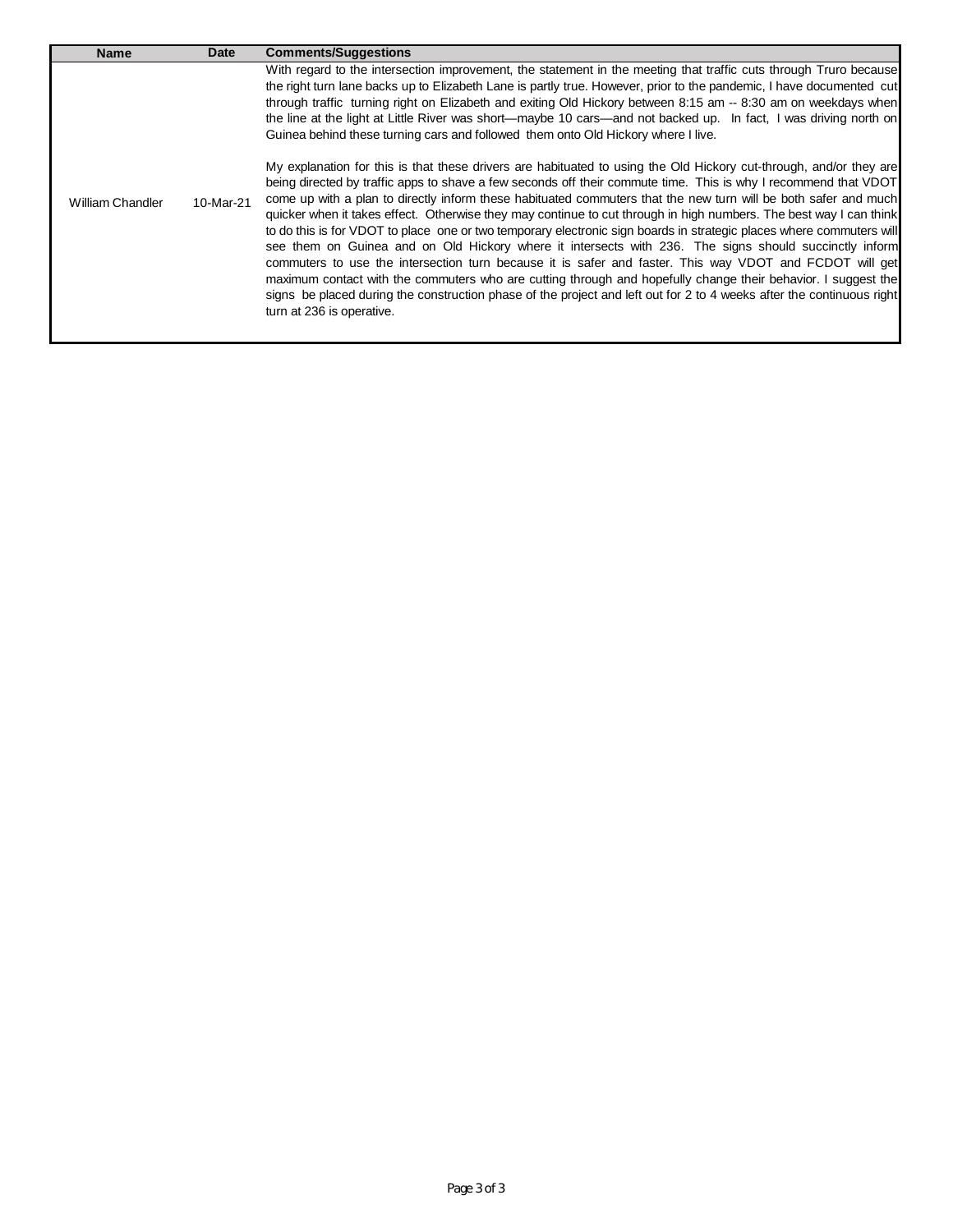| Name | Date | Comments/Suggestions |
| --- | --- | --- |
| William Chandler | 10-Mar-21 | With regard to the intersection improvement, the statement in the meeting that traffic cuts through Truro because the right turn lane backs up to Elizabeth Lane is partly true. However, prior to the pandemic, I have documented cut through traffic turning right on Elizabeth and exiting Old Hickory between 8:15 am -- 8:30 am on weekdays when the line at the light at Little River was short—maybe 10 cars—and not backed up. In fact, I was driving north on Guinea behind these turning cars and followed them onto Old Hickory where I live.<br><br>My explanation for this is that these drivers are habituated to using the Old Hickory cut-through, and/or they are being directed by traffic apps to shave a few seconds off their commute time. This is why I recommend that VDOT come up with a plan to directly inform these habituated commuters that the new turn will be both safer and much quicker when it takes effect. Otherwise they may continue to cut through in high numbers. The best way I can think to do this is for VDOT to place one or two temporary electronic sign boards in strategic places where commuters will see them on Guinea and on Old Hickory where it intersects with 236. The signs should succinctly inform commuters to use the intersection turn because it is safer and faster. This way VDOT and FCDOT will get maximum contact with the commuters who are cutting through and hopefully change their behavior. I suggest the signs be placed during the construction phase of the project and left out for 2 to 4 weeks after the continuous right turn at 236 is operative. |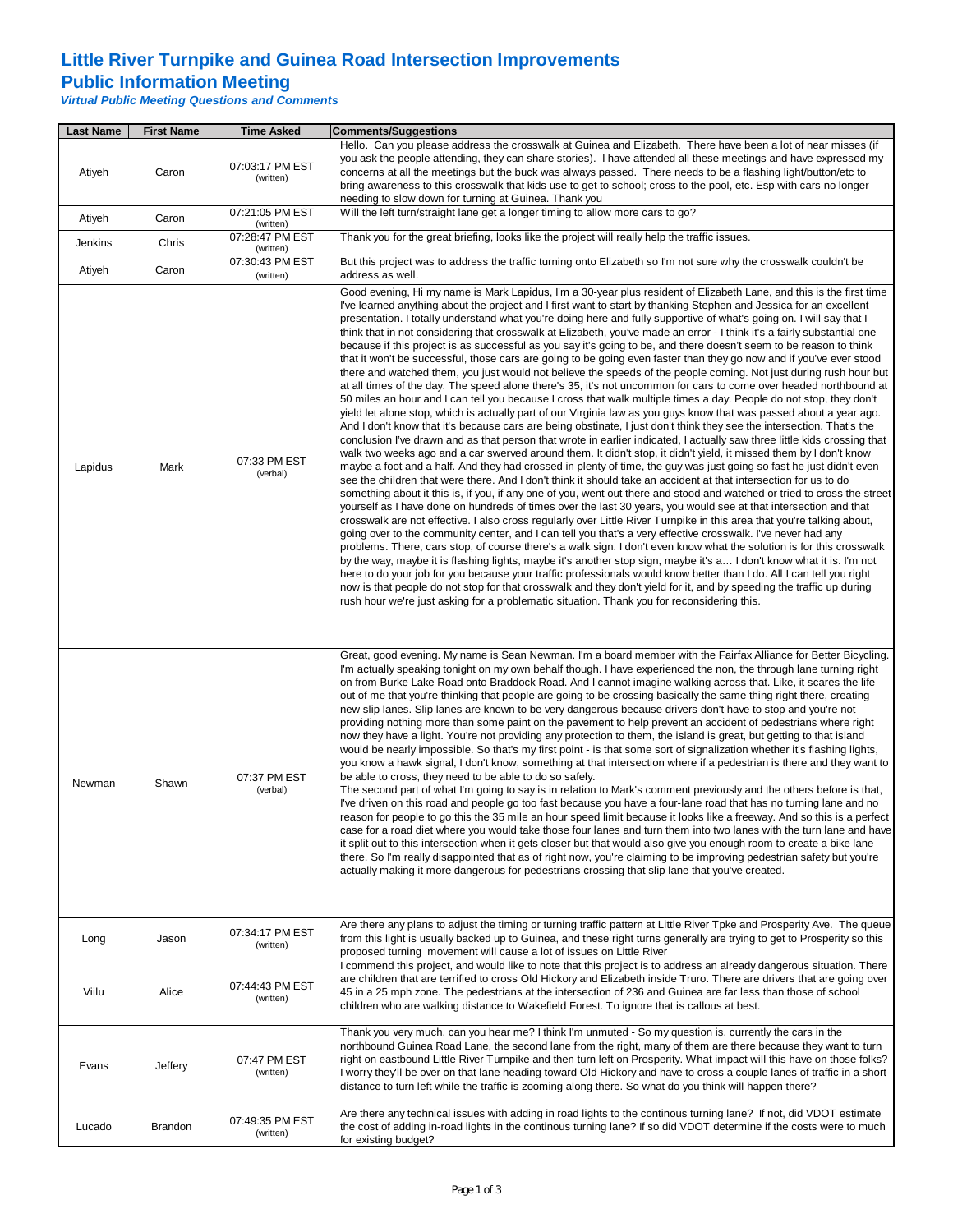# Little River Turnpike and Guinea Road Intersection Improvements
## Public Information Meeting
***Virtual Public Meeting Questions and Comments***

| Last Name | First Name | Time Asked | Comments/Suggestions |
|---|---|---|---|
| Atiyeh | Caron | 07:03:17 PM EST (written) | Hello. Can you please address the crosswalk at Guinea and Elizabeth. There have been a lot of near misses (if you ask the people attending, they can share stories). I have attended all these meetings and have expressed my concerns at all the meetings but the buck was always passed. There needs to be a flashing light/button/etc to bring awareness to this crosswalk that kids use to get to school; cross to the pool, etc. Esp with cars no longer needing to slow down for turning at Guinea. Thank you |
| Atiyeh | Caron | 07:21:05 PM EST (written) | Will the left turn/straight lane get a longer timing to allow more cars to go? |
| Jenkins | Chris | 07:28:47 PM EST (written) | Thank you for the great briefing, looks like the project will really help the traffic issues. |
| Atiyeh | Caron | 07:30:43 PM EST (written) | But this project was to address the traffic turning onto Elizabeth so I'm not sure why the crosswalk couldn't be address as well. |
| Lapidus | Mark | 07:33 PM EST (verbal) | Good evening, Hi my name is Mark Lapidus, I'm a 30-year plus resident of Elizabeth Lane, and this is the first time I've learned anything about the project and I first want to start by thanking Stephen and Jessica for an excellent presentation. I totally understand what you're doing here and fully supportive of what's going on. I will say that I think that in not considering that crosswalk at Elizabeth, you've made an error - I think it's a fairly substantial one because if this project is as successful as you say it's going to be, and there doesn't seem to be reason to think that it won't be successful, those cars are going to be going even faster than they go now and if you've ever stood there and watched them, you just would not believe the speeds of the people coming. Not just during rush hour but at all times of the day. The speed alone there's 35, it's not uncommon for cars to come over headed northbound at 50 miles an hour and I can tell you because I cross that walk multiple times a day. People do not stop, they don't yield let alone stop, which is actually part of our Virginia law as you guys know that was passed about a year ago. And I don't know that it's because cars are being obstinate, I just don't think they see the intersection. That's the conclusion I've drawn and as that person that wrote in earlier indicated, I actually saw three little kids crossing that walk two weeks ago and a car swerved around them. It didn't stop, it didn't yield, it missed them by I don't know maybe a foot and a half. And they had crossed in plenty of time, the guy was just going so fast he just didn't even see the children that were there. And I don't think it should take an accident at that intersection for us to do something about it this is, if you, if any one of you, went out there and stood and watched or tried to cross the street yourself as I have done on hundreds of times over the last 30 years, you would see at that intersection and that crosswalk are not effective. I also cross regularly over Little River Turnpike in this area that you're talking about, going over to the community center, and I can tell you that's a very effective crosswalk. I've never had any problems. There, cars stop, of course there's a walk sign. I don't even know what the solution is for this crosswalk by the way, maybe it is flashing lights, maybe it's another stop sign, maybe it's a… I don't know what it is. I'm not here to do your job for you because your traffic professionals would know better than I do. All I can tell you right now is that people do not stop for that crosswalk and they don't yield for it, and by speeding the traffic up during rush hour we're just asking for a problematic situation. Thank you for reconsidering this. |
| Newman | Shawn | 07:37 PM EST (verbal) | Great, good evening. My name is Sean Newman. I'm a board member with the Fairfax Alliance for Better Bicycling. I'm actually speaking tonight on my own behalf though. I have experienced the non, the through lane turning right on from Burke Lake Road onto Braddock Road. And I cannot imagine walking across that. Like, it scares the life out of me that you're thinking that people are going to be crossing basically the same thing right there, creating new slip lanes. Slip lanes are known to be very dangerous because drivers don't have to stop and you're not providing nothing more than some paint on the pavement to help prevent an accident of pedestrians where right now they have a light. You're not providing any protection to them, the island is great, but getting to that island would be nearly impossible. So that's my first point - is that some sort of signalization whether it's flashing lights, you know a hawk signal, I don't know, something at that intersection where if a pedestrian is there and they want to be able to cross, they need to be able to do so safely.<br>The second part of what I'm going to say is in relation to Mark's comment previously and the others before is that, I've driven on this road and people go too fast because you have a four-lane road that has no turning lane and no reason for people to go this the 35 mile an hour speed limit because it looks like a freeway. And so this is a perfect case for a road diet where you would take those four lanes and turn them into two lanes with the turn lane and have it split out to this intersection when it gets closer but that would also give you enough room to create a bike lane there. So I'm really disappointed that as of right now, you're claiming to be improving pedestrian safety but you're actually making it more dangerous for pedestrians crossing that slip lane that you've created. |
| Long | Jason | 07:34:17 PM EST (written) | Are there any plans to adjust the timing or turning traffic pattern at Little River Tpke and Prosperity Ave. The queue from this light is usually backed up to Guinea, and these right turns generally are trying to get to Prosperity so this proposed turning movement will cause a lot of issues on Little River |
| Viilu | Alice | 07:44:43 PM EST (written) | I commend this project, and would like to note that this project is to address an already dangerous situation. There are children that are terrified to cross Old Hickory and Elizabeth inside Truro. There are drivers that are going over 45 in a 25 mph zone. The pedestrians at the intersection of 236 and Guinea are far less than those of school children who are walking distance to Wakefield Forest. To ignore that is callous at best. |
| Evans | Jeffery | 07:47 PM EST (written) | Thank you very much, can you hear me? I think I'm unmuted - So my question is, currently the cars in the northbound Guinea Road Lane, the second lane from the right, many of them are there because they want to turn right on eastbound Little River Turnpike and then turn left on Prosperity. What impact will this have on those folks? I worry they'll be over on that lane heading toward Old Hickory and have to cross a couple lanes of traffic in a short distance to turn left while the traffic is zooming along there. So what do you think will happen there? |
| Lucado | Brandon | 07:49:35 PM EST (written) | Are there any technical issues with adding in road lights to the continous turning lane? If not, did VDOT estimate the cost of adding in-road lights in the continous turning lane? If so did VDOT determine if the costs were to much for existing budget? |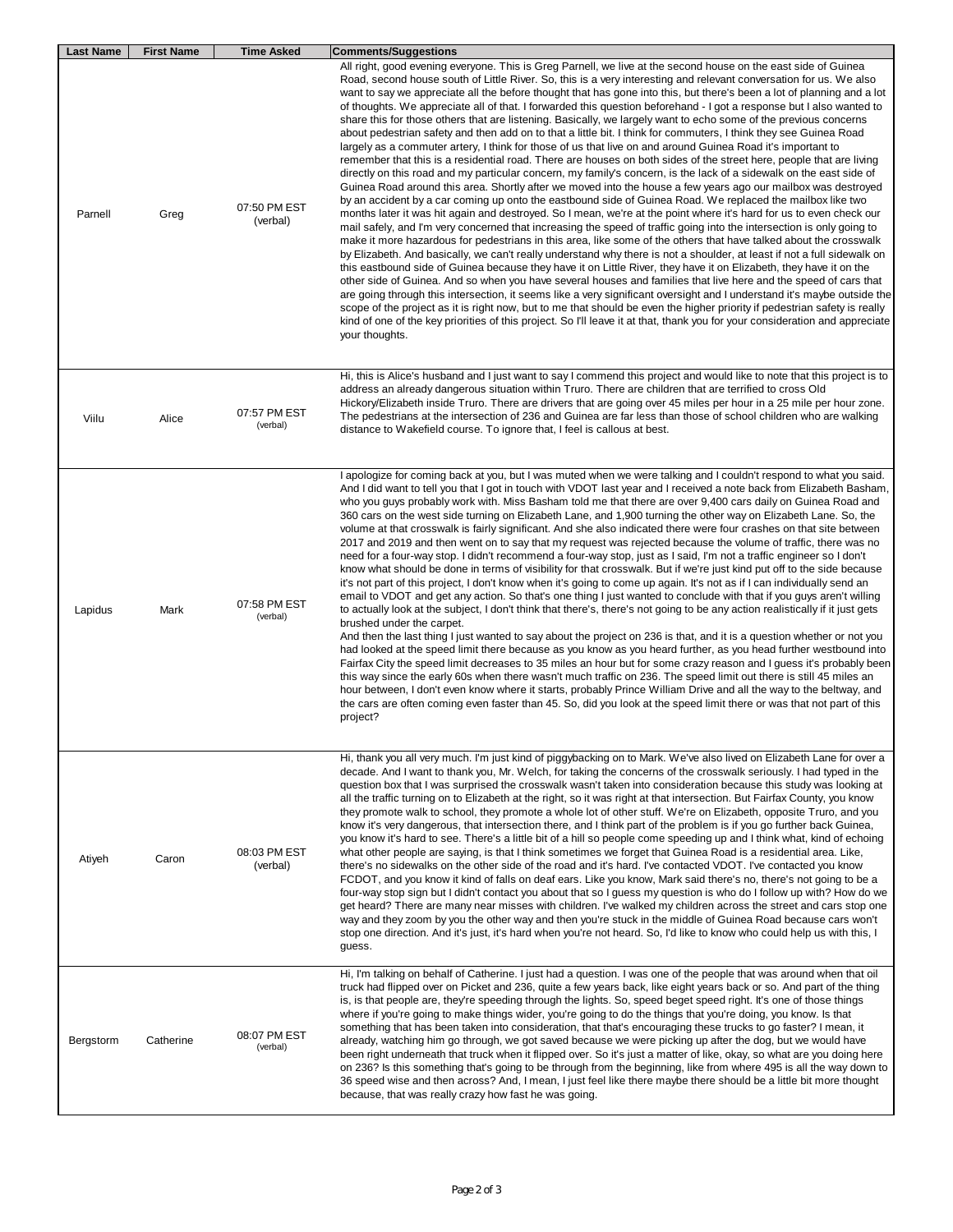| Last Name | First Name | Time Asked | Comments/Suggestions |
|---|---|---|---|
| Parnell | Greg | 07:50 PM EST (verbal) | All right, good evening everyone. This is Greg Parnell, we live at the second house on the east side of Guinea Road, second house south of Little River. So, this is a very interesting and relevant conversation for us. We also want to say we appreciate all the before thought that has gone into this, but there's been a lot of planning and a lot of thoughts. We appreciate all of that. I forwarded this question beforehand - I got a response but I also wanted to share this for those others that are listening. Basically, we largely want to echo some of the previous concerns about pedestrian safety and then add on to that a little bit. I think for commuters, I think they see Guinea Road largely as a commuter artery, I think for those of us that live on and around Guinea Road it's important to remember that this is a residential road. There are houses on both sides of the street here, people that are living directly on this road and my particular concern, my family's concern, is the lack of a sidewalk on the east side of Guinea Road around this area. Shortly after we moved into the house a few years ago our mailbox was destroyed by an accident by a car coming up onto the eastbound side of Guinea Road. We replaced the mailbox like two months later it was hit again and destroyed. So I mean, we're at the point where it's hard for us to even check our mail safely, and I'm very concerned that increasing the speed of traffic going into the intersection is only going to make it more hazardous for pedestrians in this area, like some of the others that have talked about the crosswalk by Elizabeth. And basically, we can't really understand why there is not a shoulder, at least if not a full sidewalk on this eastbound side of Guinea because they have it on Little River, they have it on Elizabeth, they have it on the other side of Guinea. And so when you have several houses and families that live here and the speed of cars that are going through this intersection, it seems like a very significant oversight and I understand it's maybe outside the scope of the project as it is right now, but to me that should be even the higher priority if pedestrian safety is really kind of one of the key priorities of this project. So I'll leave it at that, thank you for your consideration and appreciate your thoughts. |
| Viilu | Alice | 07:57 PM EST (verbal) | Hi, this is Alice's husband and I just want to say I commend this project and would like to note that this project is to address an already dangerous situation within Truro. There are children that are terrified to cross Old Hickory/Elizabeth inside Truro. There are drivers that are going over 45 miles per hour in a 25 mile per hour zone. The pedestrians at the intersection of 236 and Guinea are far less than those of school children who are walking distance to Wakefield course. To ignore that, I feel is callous at best. |
| Lapidus | Mark | 07:58 PM EST (verbal) | I apologize for coming back at you, but I was muted when we were talking and I couldn't respond to what you said. And I did want to tell you that I got in touch with VDOT last year and I received a note back from Elizabeth Basham, who you guys probably work with. Miss Basham told me that there are over 9,400 cars daily on Guinea Road and 360 cars on the west side turning on Elizabeth Lane, and 1,900 turning the other way on Elizabeth Lane. So, the volume at that crosswalk is fairly significant. And she also indicated there were four crashes on that site between 2017 and 2019 and then went on to say that my request was rejected because the volume of traffic, there was no need for a four-way stop. I didn't recommend a four-way stop, just as I said, I'm not a traffic engineer so I don't know what should be done in terms of visibility for that crosswalk. But if we're just kind put off to the side because it's not part of this project, I don't know when it's going to come up again. It's not as if I can individually send an email to VDOT and get any action. So that's one thing I just wanted to conclude with that if you guys aren't willing to actually look at the subject, I don't think that there's, there's not going to be any action realistically if it just gets brushed under the carpet.<br>And then the last thing I just wanted to say about the project on 236 is that, and it is a question whether or not you had looked at the speed limit there because as you know as you heard further, as you head further westbound into Fairfax City the speed limit decreases to 35 miles an hour but for some crazy reason and I guess it's probably been this way since the early 60s when there wasn't much traffic on 236. The speed limit out there is still 45 miles an hour between, I don't even know where it starts, probably Prince William Drive and all the way to the beltway, and the cars are often coming even faster than 45. So, did you look at the speed limit there or was that not part of this project? |
| Atiyeh | Caron | 08:03 PM EST (verbal) | Hi, thank you all very much. I'm just kind of piggybacking on to Mark. We've also lived on Elizabeth Lane for over a decade. And I want to thank you, Mr. Welch, for taking the concerns of the crosswalk seriously. I had typed in the question box that I was surprised the crosswalk wasn't taken into consideration because this study was looking at all the traffic turning on to Elizabeth at the right, so it was right at that intersection. But Fairfax County, you know they promote walk to school, they promote a whole lot of other stuff. We're on Elizabeth, opposite Truro, and you know it's very dangerous, that intersection there, and I think part of the problem is if you go further back Guinea, you know it's hard to see. There's a little bit of a hill so people come speeding up and I think what, kind of echoing what other people are saying, is that I think sometimes we forget that Guinea Road is a residential area. Like, there's no sidewalks on the other side of the road and it's hard. I've contacted VDOT. I've contacted you know FCDOT, and you know it kind of falls on deaf ears. Like you know, Mark said there's no, there's not going to be a four-way stop sign but I didn't contact you about that so I guess my question is who do I follow up with? How do we get heard? There are many near misses with children. I've walked my children across the street and cars stop one way and they zoom by you the other way and then you're stuck in the middle of Guinea Road because cars won't stop one direction. And it's just, it's hard when you're not heard. So, I'd like to know who could help us with this, I guess. |
| Bergstorm | Catherine | 08:07 PM EST (verbal) | Hi, I'm talking on behalf of Catherine. I just had a question. I was one of the people that was around when that oil truck had flipped over on Picket and 236, quite a few years back, like eight years back or so. And part of the thing is, is that people are, they're speeding through the lights. So, speed beget speed right. It's one of those things where if you're going to make things wider, you're going to do the things that you're doing, you know. Is that something that has been taken into consideration, that that's encouraging these trucks to go faster? I mean, it already, watching him go through, we got saved because we were picking up after the dog, but we would have been right underneath that truck when it flipped over. So it's just a matter of like, okay, so what are you doing here on 236? Is this something that's going to be through from the beginning, like from where 495 is all the way down to 36 speed wise and then across? And, I mean, I just feel like there maybe there should be a little bit more thought because, that was really crazy how fast he was going. |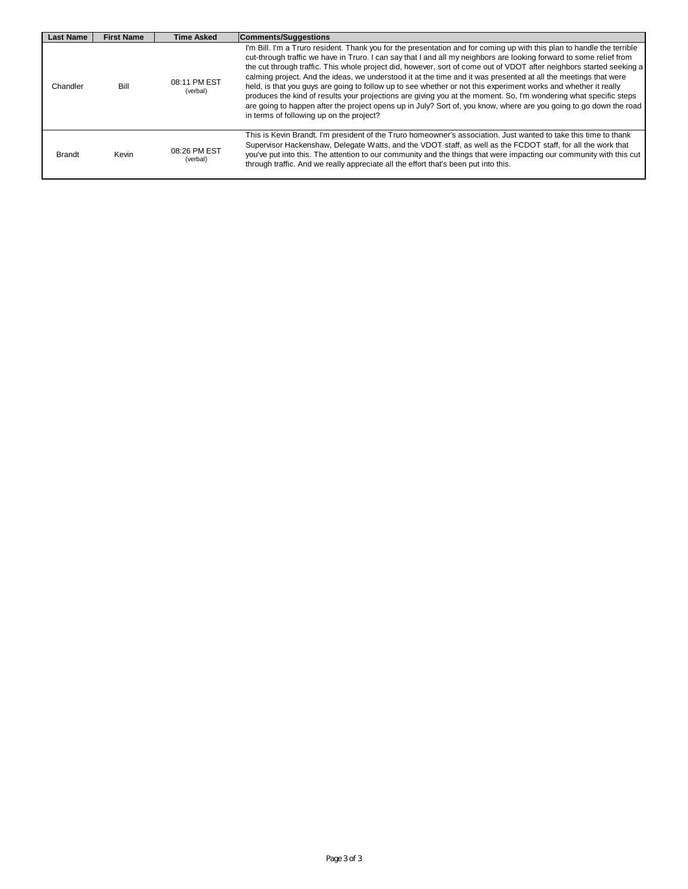| Last Name | First Name | Time Asked | Comments/Suggestions |
|---|---|---|---|
| Chandler | Bill | 08:11 PM EST (verbal) | I'm Bill. I'm a Truro resident. Thank you for the presentation and for coming up with this plan to handle the terrible cut-through traffic we have in Truro. I can say that I and all my neighbors are looking forward to some relief from the cut through traffic. This whole project did, however, sort of come out of VDOT after neighbors started seeking a calming project. And the ideas, we understood it at the time and it was presented at all the meetings that were held, is that you guys are going to follow up to see whether or not this experiment works and whether it really produces the kind of results your projections are giving you at the moment. So, I'm wondering what specific steps are going to happen after the project opens up in July? Sort of, you know, where are you going to go down the road in terms of following up on the project? |
| Brandt | Kevin | 08:26 PM EST (verbal) | This is Kevin Brandt. I'm president of the Truro homeowner's association. Just wanted to take this time to thank Supervisor Hackenshaw, Delegate Watts, and the VDOT staff, as well as the FCDOT staff, for all the work that you've put into this. The attention to our community and the things that were impacting our community with this cut through traffic. And we really appreciate all the effort that's been put into this. |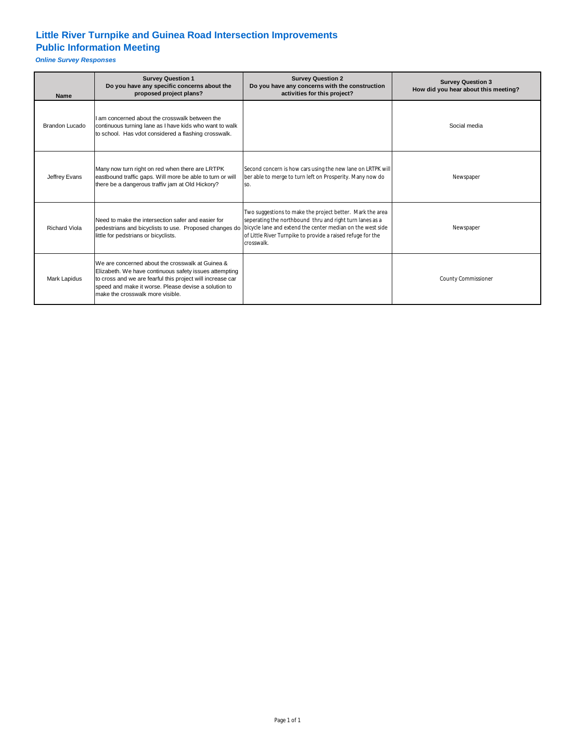# Little River Turnpike and Guinea Road Intersection Improvements
## Public Information Meeting

*Online Survey Responses*

| Name | Survey Question 1<br>Do you have any specific concerns about the proposed project plans? | Survey Question 2<br>Do you have any concerns with the construction activities for this project? | Survey Question 3<br>How did you hear about this meeting? |
|---|---|---|---|
| Brandon Lucado | I am concerned about the crosswalk between the continuous turning lane as I have kids who want to walk to school. Has vdot considered a flashing crosswalk. | | Social media |
| Jeffrey Evans | Many now turn right on red when there are LRTPK eastbound traffic gaps. Will more be able to turn or will there be a dangerous traffiv jam at Old Hickory? | Second concern is how cars using the new lane on LRTPK will ber able to merge to turn left on Prosperity. Many now do so. | Newspaper |
| Richard Viola | Need to make the intersection safer and easier for pedestrians and bicyclists to use. Proposed changes do little for pedstrians or bicyclists. | Two suggestions to make the project better. Mark the area seperating the northbound thru and right turn lanes as a bicycle lane and extend the center median on the west side of Little River Turnpike to provide a raised refuge for the crosswalk. | Newspaper |
| Mark Lapidus | We are concerned about the crosswalk at Guinea & Elizabeth. We have continuous safety issues attempting to cross and we are fearful this project will increase car speed and make it worse. Please devise a solution to make the crosswalk more visible. | | County Commissioner |